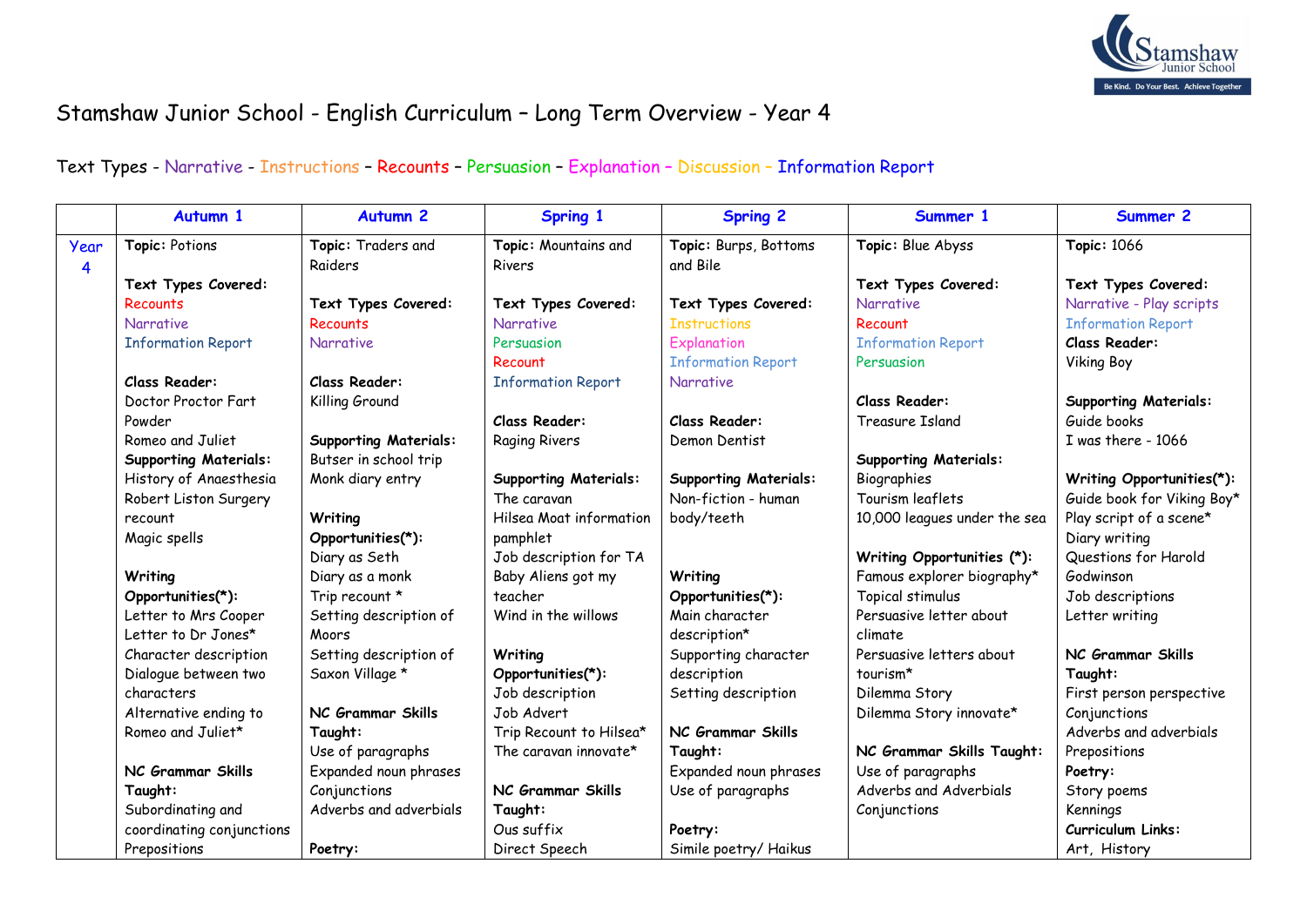# Stamshaw Junior School - English Curriculum – Long Term Overview - Year 4

Text Types - Narrative - Instructions – Recounts – Persuasion – Explanation – Discussion – Information Report

| | Autumn 1 | Autumn 2 | Spring 1 | Spring 2 | Summer 1 | Summer 2 |
|---|---|---|---|---|---|---|
| Year 4 | **Topic:** Potions<br><br>**Text Types Covered:**<br>Recounts<br>Narrative<br>Information Report<br><br>**Class Reader:**<br>Doctor Proctor Fart Powder<br>Romeo and Juliet<br>**Supporting Materials:**<br>History of Anaesthesia<br>Robert Liston Surgery recount<br>Magic spells<br><br>**Writing Opportunities(*):**<br>Letter to Mrs Cooper<br>Letter to Dr Jones*<br>Character description<br>Dialogue between two characters<br>Alternative ending to Romeo and Juliet*<br><br>**NC Grammar Skills Taught:**<br>Subordinating and coordinating conjunctions<br>Prepositions | **Topic:** Traders and Raiders<br><br>**Text Types Covered:**<br>Recounts<br>Narrative<br><br>**Class Reader:**<br>Killing Ground<br><br>**Supporting Materials:**<br>Butser in school trip<br>Monk diary entry<br><br>**Writing Opportunities(*):**<br>Diary as Seth<br>Diary as a monk<br>Trip recount *<br>Setting description of Moors<br>Setting description of Saxon Village *<br><br>**NC Grammar Skills Taught:**<br>Use of paragraphs<br>Expanded noun phrases<br>Conjunctions<br>Adverbs and adverbials<br><br>**Poetry:** | **Topic:** Mountains and Rivers<br><br>**Text Types Covered:**<br>Narrative<br>Persuasion<br>Recount<br>Information Report<br><br>**Class Reader:**<br>Raging Rivers<br><br>**Supporting Materials:**<br>The caravan<br>Hilsea Moat information pamphlet<br>Job description for TA<br>Baby Aliens got my teacher<br>Wind in the willows<br><br>**Writing Opportunities(*):**<br>Job description<br>Job Advert<br>Trip Recount to Hilsea*<br>The caravan innovate*<br><br>**NC Grammar Skills Taught:**<br>Ous suffix<br>Direct Speech | **Topic:** Burps, Bottoms and Bile<br><br>**Text Types Covered:**<br>Instructions<br>Explanation<br>Information Report<br>Narrative<br><br>**Class Reader:**<br>Demon Dentist<br><br>**Supporting Materials:**<br>Non-fiction - human body/teeth<br><br>**Writing Opportunities(*):**<br>Main character description*<br>Supporting character description<br>Setting description<br><br>**NC Grammar Skills Taught:**<br>Expanded noun phrases<br>Use of paragraphs<br><br>**Poetry:**<br>Simile poetry/ Haikus | **Topic:** Blue Abyss<br><br>**Text Types Covered:**<br>Narrative<br>Recount<br>Information Report<br>Persuasion<br><br>**Class Reader:**<br>Treasure Island<br><br>**Supporting Materials:**<br>Biographies<br>Tourism leaflets<br>10,000 leagues under the sea<br><br>**Writing Opportunities (*):**<br>Famous explorer biography*<br>Topical stimulus<br>Persuasive letter about climate<br>Persuasive letters about tourism*<br>Dilemma Story<br>Dilemma Story innovate*<br><br>**NC Grammar Skills Taught:**<br>Use of paragraphs<br>Adverbs and Adverbials<br>Conjunctions | **Topic:** 1066<br><br>**Text Types Covered:**<br>Narrative - Play scripts<br>Information Report<br>**Class Reader:**<br>Viking Boy<br><br>**Supporting Materials:**<br>Guide books<br>I was there - 1066<br><br>**Writing Opportunities(*):**<br>Guide book for Viking Boy*<br>Play script of a scene*<br>Diary writing<br>Questions for Harold Godwinson<br>Job descriptions<br>Letter writing<br><br>**NC Grammar Skills Taught:**<br>First person perspective<br>Conjunctions<br>Adverbs and adverbials<br>Prepositions<br>**Poetry:**<br>Story poems<br>Kennings<br>**Curriculum Links:**<br>Art, History |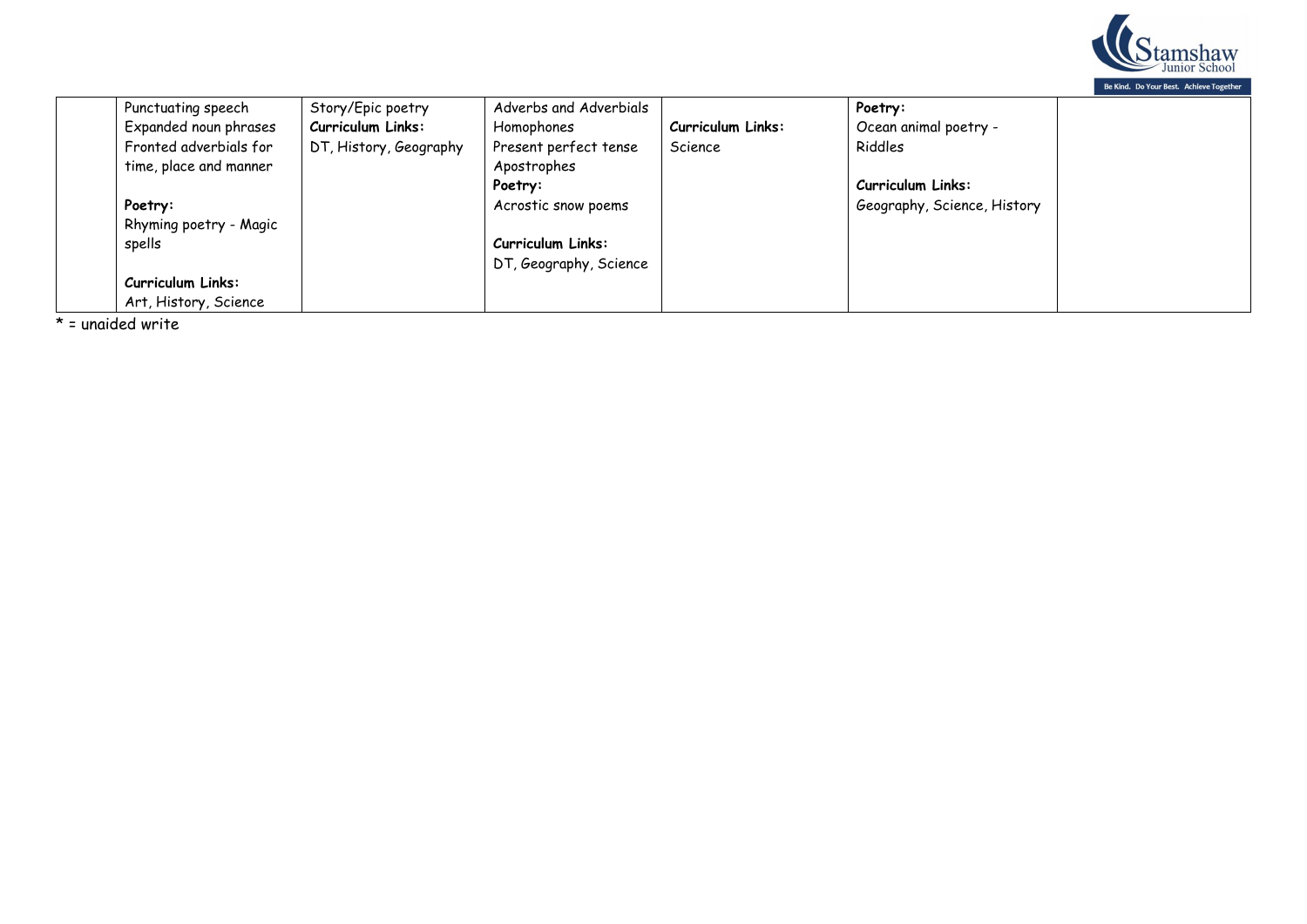| | | | | | | |
|---|---|---|---|---|---|---|
| | Punctuating speech<br>Expanded noun phrases<br>Fronted adverbials for time, place and manner<br><br>**Poetry:**<br>Rhyming poetry - Magic spells<br><br>**Curriculum Links:**<br>Art, History, Science | Story/Epic poetry<br>**Curriculum Links:**<br>DT, History, Geography | Adverbs and Adverbials<br>Homophones<br>Present perfect tense<br>Apostrophes<br>**Poetry:**<br>Acrostic snow poems<br><br>**Curriculum Links:**<br>DT, Geography, Science | <br>**Curriculum Links:**<br>Science | **Poetry:**<br>Ocean animal poetry - Riddles<br><br>**Curriculum Links:**<br>Geography, Science, History | |

* = unaided write